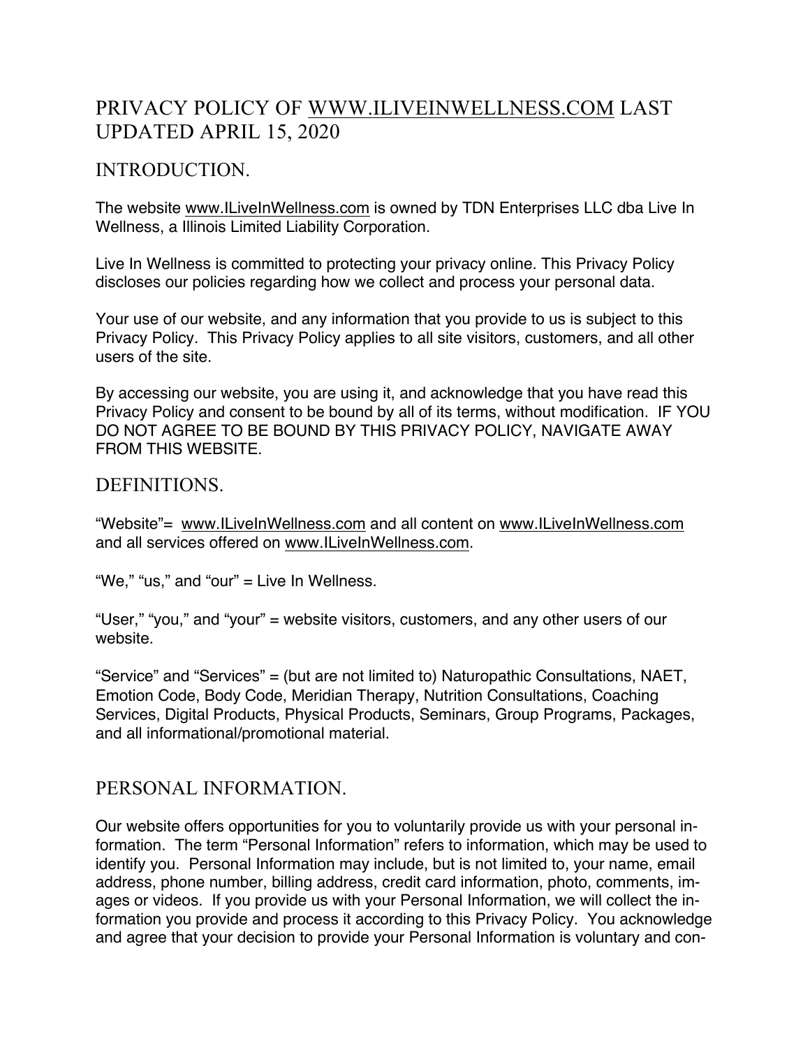# PRIVACY POLICY OF WWW.ILIVEINWELLNESS.COM LAST UPDATED APRIL 15, 2020

## INTRODUCTION.

The website www.ILiveInWellness.com is owned by TDN Enterprises LLC dba Live In Wellness, a Illinois Limited Liability Corporation.

Live In Wellness is committed to protecting your privacy online. This Privacy Policy discloses our policies regarding how we collect and process your personal data.

Your use of our website, and any information that you provide to us is subject to this Privacy Policy. This Privacy Policy applies to all site visitors, customers, and all other users of the site.

By accessing our website, you are using it, and acknowledge that you have read this Privacy Policy and consent to be bound by all of its terms, without modification. IF YOU DO NOT AGREE TO BE BOUND BY THIS PRIVACY POLICY, NAVIGATE AWAY FROM THIS WEBSITE.

## DEFINITIONS.

"Website"= www.ILiveInWellness.com and all content on www.ILiveInWellness.com and all services offered on www.ILiveInWellness.com.

"We," "us," and "our" = Live In Wellness.

"User," "you," and "your" = website visitors, customers, and any other users of our website.

"Service" and "Services" = (but are not limited to) Naturopathic Consultations, NAET, Emotion Code, Body Code, Meridian Therapy, Nutrition Consultations, Coaching Services, Digital Products, Physical Products, Seminars, Group Programs, Packages, and all informational/promotional material.

## PERSONAL INFORMATION.

Our website offers opportunities for you to voluntarily provide us with your personal information. The term "Personal Information" refers to information, which may be used to identify you. Personal Information may include, but is not limited to, your name, email address, phone number, billing address, credit card information, photo, comments, images or videos. If you provide us with your Personal Information, we will collect the information you provide and process it according to this Privacy Policy. You acknowledge and agree that your decision to provide your Personal Information is voluntary and con-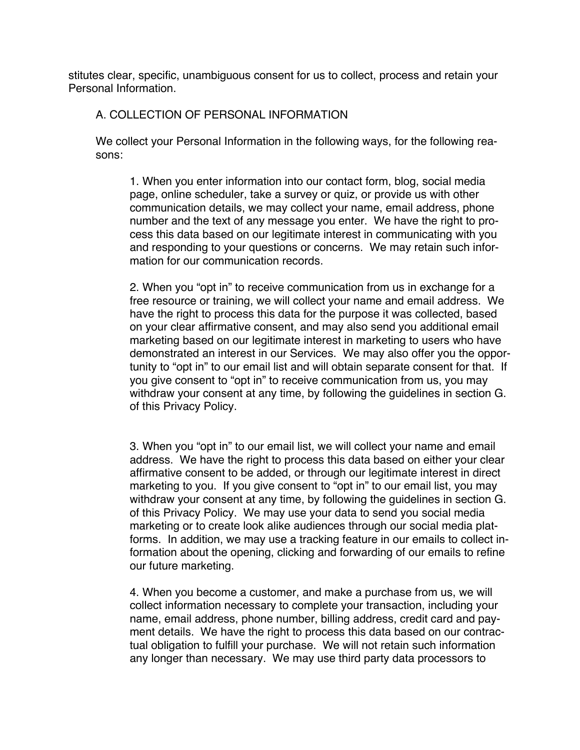stitutes clear, specific, unambiguous consent for us to collect, process and retain your Personal Information.

## A. COLLECTION OF PERSONAL INFORMATION

We collect your Personal Information in the following ways, for the following reasons:

1. When you enter information into our contact form, blog, social media page, online scheduler, take a survey or quiz, or provide us with other communication details, we may collect your name, email address, phone number and the text of any message you enter. We have the right to process this data based on our legitimate interest in communicating with you and responding to your questions or concerns. We may retain such information for our communication records.

2. When you "opt in" to receive communication from us in exchange for a free resource or training, we will collect your name and email address. We have the right to process this data for the purpose it was collected, based on your clear affirmative consent, and may also send you additional email marketing based on our legitimate interest in marketing to users who have demonstrated an interest in our Services. We may also offer you the opportunity to "opt in" to our email list and will obtain separate consent for that. If you give consent to "opt in" to receive communication from us, you may withdraw your consent at any time, by following the guidelines in section G. of this Privacy Policy.

3. When you "opt in" to our email list, we will collect your name and email address. We have the right to process this data based on either your clear affirmative consent to be added, or through our legitimate interest in direct marketing to you. If you give consent to "opt in" to our email list, you may withdraw your consent at any time, by following the guidelines in section G. of this Privacy Policy. We may use your data to send you social media marketing or to create look alike audiences through our social media platforms. In addition, we may use a tracking feature in our emails to collect information about the opening, clicking and forwarding of our emails to refine our future marketing.

4. When you become a customer, and make a purchase from us, we will collect information necessary to complete your transaction, including your name, email address, phone number, billing address, credit card and payment details. We have the right to process this data based on our contractual obligation to fulfill your purchase. We will not retain such information any longer than necessary. We may use third party data processors to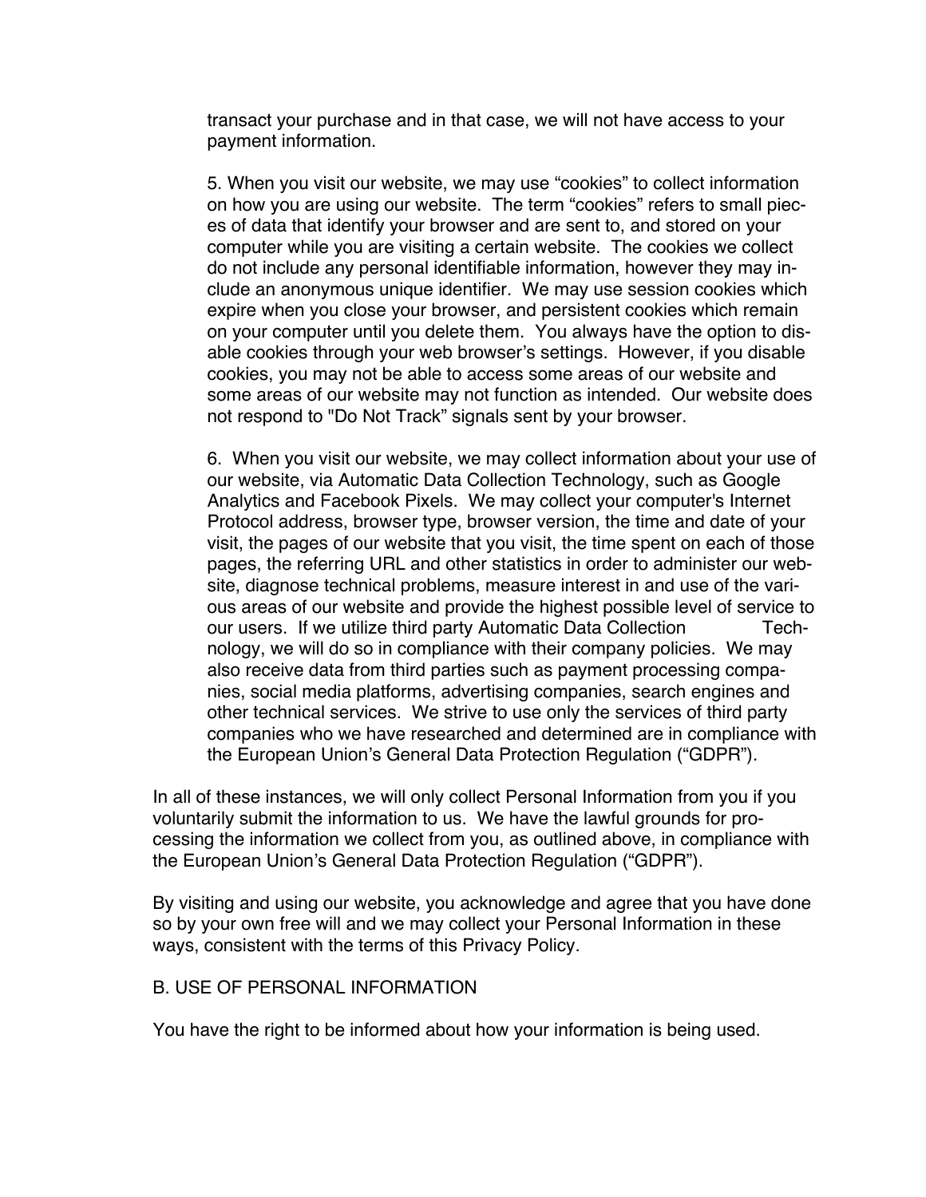transact your purchase and in that case, we will not have access to your payment information.

5. When you visit our website, we may use "cookies" to collect information on how you are using our website. The term "cookies" refers to small pieces of data that identify your browser and are sent to, and stored on your computer while you are visiting a certain website. The cookies we collect do not include any personal identifiable information, however they may include an anonymous unique identifier. We may use session cookies which expire when you close your browser, and persistent cookies which remain on your computer until you delete them. You always have the option to disable cookies through your web browser's settings. However, if you disable cookies, you may not be able to access some areas of our website and some areas of our website may not function as intended. Our website does not respond to "Do Not Track" signals sent by your browser.

6. When you visit our website, we may collect information about your use of our website, via Automatic Data Collection Technology, such as Google Analytics and Facebook Pixels. We may collect your computer's Internet Protocol address, browser type, browser version, the time and date of your visit, the pages of our website that you visit, the time spent on each of those pages, the referring URL and other statistics in order to administer our website, diagnose technical problems, measure interest in and use of the various areas of our website and provide the highest possible level of service to our users. If we utilize third party Automatic Data Collection Technology, we will do so in compliance with their company policies. We may also receive data from third parties such as payment processing companies, social media platforms, advertising companies, search engines and other technical services. We strive to use only the services of third party companies who we have researched and determined are in compliance with the European Union's General Data Protection Regulation ("GDPR").

In all of these instances, we will only collect Personal Information from you if you voluntarily submit the information to us. We have the lawful grounds for processing the information we collect from you, as outlined above, in compliance with the European Union's General Data Protection Regulation ("GDPR").

By visiting and using our website, you acknowledge and agree that you have done so by your own free will and we may collect your Personal Information in these ways, consistent with the terms of this Privacy Policy.

B. USE OF PERSONAL INFORMATION

You have the right to be informed about how your information is being used.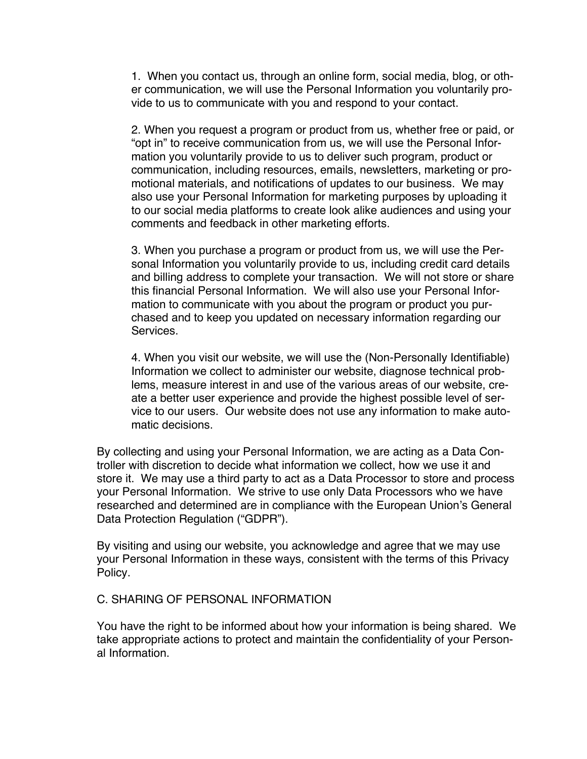1. When you contact us, through an online form, social media, blog, or other communication, we will use the Personal Information you voluntarily provide to us to communicate with you and respond to your contact.

2. When you request a program or product from us, whether free or paid, or "opt in" to receive communication from us, we will use the Personal Information you voluntarily provide to us to deliver such program, product or communication, including resources, emails, newsletters, marketing or promotional materials, and notifications of updates to our business. We may also use your Personal Information for marketing purposes by uploading it to our social media platforms to create look alike audiences and using your comments and feedback in other marketing efforts.

3. When you purchase a program or product from us, we will use the Personal Information you voluntarily provide to us, including credit card details and billing address to complete your transaction. We will not store or share this financial Personal Information. We will also use your Personal Information to communicate with you about the program or product you purchased and to keep you updated on necessary information regarding our Services.

4. When you visit our website, we will use the (Non-Personally Identifiable) Information we collect to administer our website, diagnose technical problems, measure interest in and use of the various areas of our website, create a better user experience and provide the highest possible level of service to our users. Our website does not use any information to make automatic decisions.

By collecting and using your Personal Information, we are acting as a Data Controller with discretion to decide what information we collect, how we use it and store it. We may use a third party to act as a Data Processor to store and process your Personal Information. We strive to use only Data Processors who we have researched and determined are in compliance with the European Union's General Data Protection Regulation ("GDPR").

By visiting and using our website, you acknowledge and agree that we may use your Personal Information in these ways, consistent with the terms of this Privacy Policy.

## C. SHARING OF PERSONAL INFORMATION

You have the right to be informed about how your information is being shared. We take appropriate actions to protect and maintain the confidentiality of your Personal Information.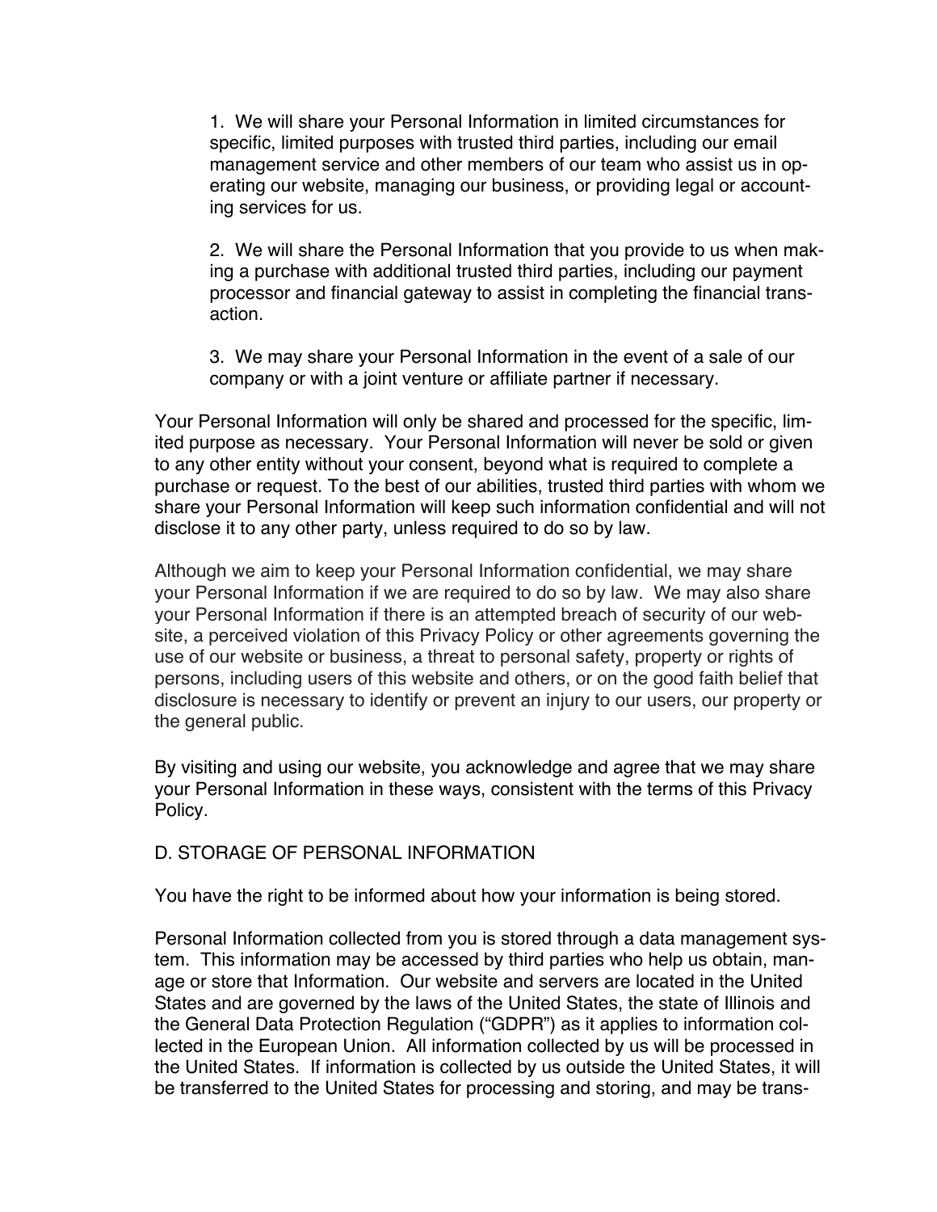1. We will share your Personal Information in limited circumstances for specific, limited purposes with trusted third parties, including our email management service and other members of our team who assist us in operating our website, managing our business, or providing legal or accounting services for us.

2. We will share the Personal Information that you provide to us when making a purchase with additional trusted third parties, including our payment processor and financial gateway to assist in completing the financial transaction.

3. We may share your Personal Information in the event of a sale of our company or with a joint venture or affiliate partner if necessary.

Your Personal Information will only be shared and processed for the specific, limited purpose as necessary. Your Personal Information will never be sold or given to any other entity without your consent, beyond what is required to complete a purchase or request. To the best of our abilities, trusted third parties with whom we share your Personal Information will keep such information confidential and will not disclose it to any other party, unless required to do so by law.

Although we aim to keep your Personal Information confidential, we may share your Personal Information if we are required to do so by law. We may also share your Personal Information if there is an attempted breach of security of our website, a perceived violation of this Privacy Policy or other agreements governing the use of our website or business, a threat to personal safety, property or rights of persons, including users of this website and others, or on the good faith belief that disclosure is necessary to identify or prevent an injury to our users, our property or the general public.

By visiting and using our website, you acknowledge and agree that we may share your Personal Information in these ways, consistent with the terms of this Privacy Policy.

## D. STORAGE OF PERSONAL INFORMATION

You have the right to be informed about how your information is being stored.

Personal Information collected from you is stored through a data management system. This information may be accessed by third parties who help us obtain, manage or store that Information. Our website and servers are located in the United States and are governed by the laws of the United States, the state of Illinois and the General Data Protection Regulation ("GDPR") as it applies to information collected in the European Union. All information collected by us will be processed in the United States. If information is collected by us outside the United States, it will be transferred to the United States for processing and storing, and may be trans-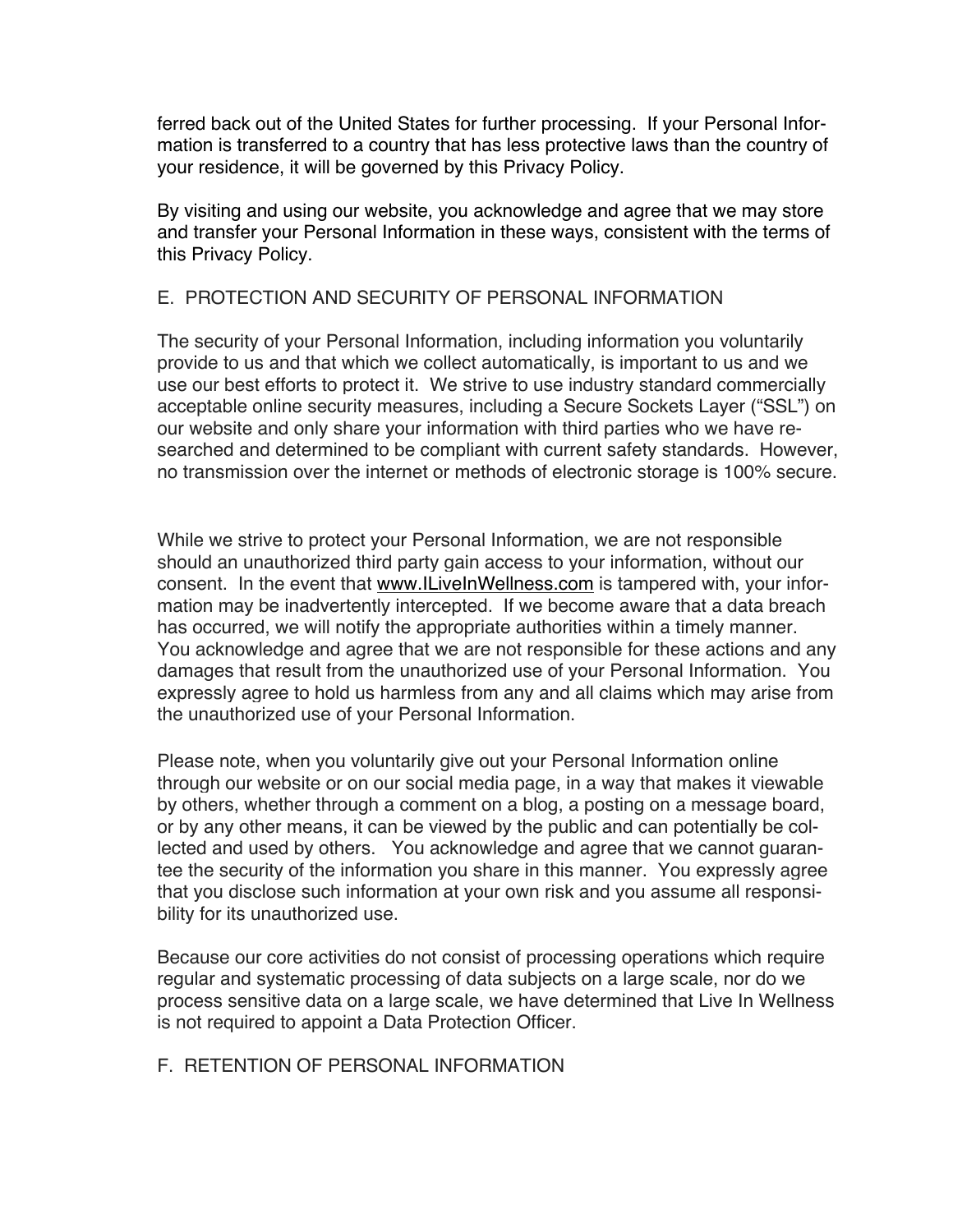ferred back out of the United States for further processing. If your Personal Information is transferred to a country that has less protective laws than the country of your residence, it will be governed by this Privacy Policy.

By visiting and using our website, you acknowledge and agree that we may store and transfer your Personal Information in these ways, consistent with the terms of this Privacy Policy.

## E. PROTECTION AND SECURITY OF PERSONAL INFORMATION

The security of your Personal Information, including information you voluntarily provide to us and that which we collect automatically, is important to us and we use our best efforts to protect it. We strive to use industry standard commercially acceptable online security measures, including a Secure Sockets Layer ("SSL") on our website and only share your information with third parties who we have researched and determined to be compliant with current safety standards. However, no transmission over the internet or methods of electronic storage is 100% secure.

While we strive to protect your Personal Information, we are not responsible should an unauthorized third party gain access to your information, without our consent. In the event that www.ILiveInWellness.com is tampered with, your information may be inadvertently intercepted. If we become aware that a data breach has occurred, we will notify the appropriate authorities within a timely manner. You acknowledge and agree that we are not responsible for these actions and any damages that result from the unauthorized use of your Personal Information. You expressly agree to hold us harmless from any and all claims which may arise from the unauthorized use of your Personal Information.

Please note, when you voluntarily give out your Personal Information online through our website or on our social media page, in a way that makes it viewable by others, whether through a comment on a blog, a posting on a message board, or by any other means, it can be viewed by the public and can potentially be collected and used by others. You acknowledge and agree that we cannot guarantee the security of the information you share in this manner. You expressly agree that you disclose such information at your own risk and you assume all responsibility for its unauthorized use.

Because our core activities do not consist of processing operations which require regular and systematic processing of data subjects on a large scale, nor do we process sensitive data on a large scale, we have determined that Live In Wellness is not required to appoint a Data Protection Officer.

## F. RETENTION OF PERSONAL INFORMATION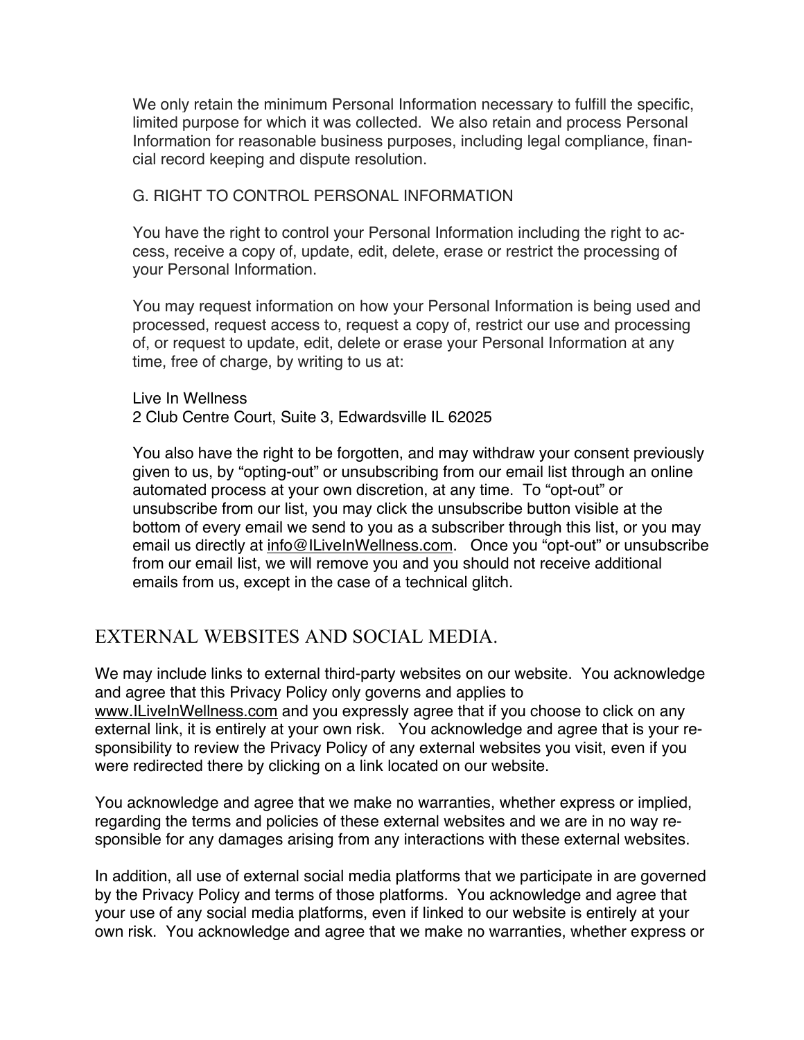We only retain the minimum Personal Information necessary to fulfill the specific, limited purpose for which it was collected. We also retain and process Personal Information for reasonable business purposes, including legal compliance, financial record keeping and dispute resolution.

G. RIGHT TO CONTROL PERSONAL INFORMATION

You have the right to control your Personal Information including the right to access, receive a copy of, update, edit, delete, erase or restrict the processing of your Personal Information.

You may request information on how your Personal Information is being used and processed, request access to, request a copy of, restrict our use and processing of, or request to update, edit, delete or erase your Personal Information at any time, free of charge, by writing to us at:

Live In Wellness
2 Club Centre Court, Suite 3, Edwardsville IL 62025

You also have the right to be forgotten, and may withdraw your consent previously given to us, by "opting-out" or unsubscribing from our email list through an online automated process at your own discretion, at any time. To "opt-out" or unsubscribe from our list, you may click the unsubscribe button visible at the bottom of every email we send to you as a subscriber through this list, or you may email us directly at info@ILiveInWellness.com. Once you "opt-out" or unsubscribe from our email list, we will remove you and you should not receive additional emails from us, except in the case of a technical glitch.

## EXTERNAL WEBSITES AND SOCIAL MEDIA.

We may include links to external third-party websites on our website. You acknowledge and agree that this Privacy Policy only governs and applies to www.ILiveInWellness.com and you expressly agree that if you choose to click on any external link, it is entirely at your own risk. You acknowledge and agree that is your responsibility to review the Privacy Policy of any external websites you visit, even if you were redirected there by clicking on a link located on our website.

You acknowledge and agree that we make no warranties, whether express or implied, regarding the terms and policies of these external websites and we are in no way responsible for any damages arising from any interactions with these external websites.

In addition, all use of external social media platforms that we participate in are governed by the Privacy Policy and terms of those platforms. You acknowledge and agree that your use of any social media platforms, even if linked to our website is entirely at your own risk. You acknowledge and agree that we make no warranties, whether express or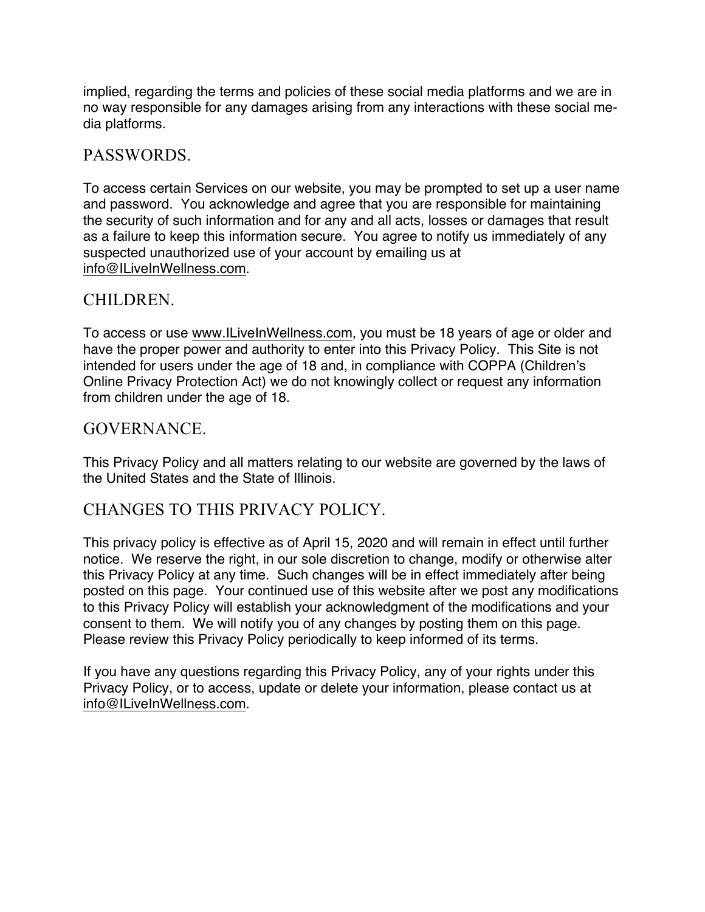implied, regarding the terms and policies of these social media platforms and we are in no way responsible for any damages arising from any interactions with these social media platforms.

## PASSWORDS.

To access certain Services on our website, you may be prompted to set up a user name and password. You acknowledge and agree that you are responsible for maintaining the security of such information and for any and all acts, losses or damages that result as a failure to keep this information secure. You agree to notify us immediately of any suspected unauthorized use of your account by emailing us at info@ILiveInWellness.com.

## CHILDREN.

To access or use www.ILiveInWellness.com, you must be 18 years of age or older and have the proper power and authority to enter into this Privacy Policy. This Site is not intended for users under the age of 18 and, in compliance with COPPA (Children's Online Privacy Protection Act) we do not knowingly collect or request any information from children under the age of 18.

## GOVERNANCE.

This Privacy Policy and all matters relating to our website are governed by the laws of the United States and the State of Illinois.

## CHANGES TO THIS PRIVACY POLICY.

This privacy policy is effective as of April 15, 2020 and will remain in effect until further notice. We reserve the right, in our sole discretion to change, modify or otherwise alter this Privacy Policy at any time. Such changes will be in effect immediately after being posted on this page. Your continued use of this website after we post any modifications to this Privacy Policy will establish your acknowledgment of the modifications and your consent to them. We will notify you of any changes by posting them on this page. Please review this Privacy Policy periodically to keep informed of its terms.

If you have any questions regarding this Privacy Policy, any of your rights under this Privacy Policy, or to access, update or delete your information, please contact us at info@ILiveInWellness.com.